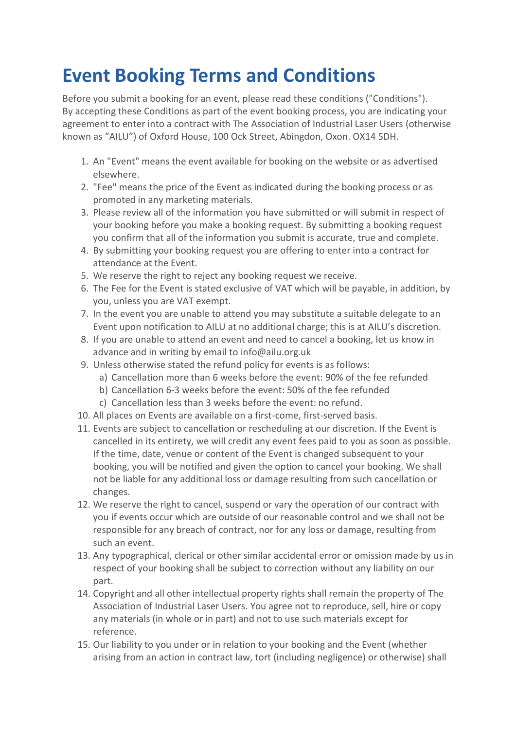# Event Booking Terms and Conditions

Before you submit a booking for an event, please read these conditions ("Conditions"). By accepting these Conditions as part of the event booking process, you are indicating your agreement to enter into a contract with The Association of Industrial Laser Users (otherwise known as "AILU") of Oxford House, 100 Ock Street, Abingdon, Oxon. OX14 5DH.

1. An "Event" means the event available for booking on the website or as advertised elsewhere.
2. "Fee" means the price of the Event as indicated during the booking process or as promoted in any marketing materials.
3. Please review all of the information you have submitted or will submit in respect of your booking before you make a booking request. By submitting a booking request you confirm that all of the information you submit is accurate, true and complete.
4. By submitting your booking request you are offering to enter into a contract for attendance at the Event.
5. We reserve the right to reject any booking request we receive.
6. The Fee for the Event is stated exclusive of VAT which will be payable, in addition, by you, unless you are VAT exempt.
7. In the event you are unable to attend you may substitute a suitable delegate to an Event upon notification to AILU at no additional charge; this is at AILU's discretion.
8. If you are unable to attend an event and need to cancel a booking, let us know in advance and in writing by email to info@ailu.org.uk
9. Unless otherwise stated the refund policy for events is as follows:
   a) Cancellation more than 6 weeks before the event: 90% of the fee refunded
   b) Cancellation 6-3 weeks before the event: 50% of the fee refunded
   c) Cancellation less than 3 weeks before the event: no refund.
10. All places on Events are available on a first-come, first-served basis.
11. Events are subject to cancellation or rescheduling at our discretion. If the Event is cancelled in its entirety, we will credit any event fees paid to you as soon as possible. If the time, date, venue or content of the Event is changed subsequent to your booking, you will be notified and given the option to cancel your booking. We shall not be liable for any additional loss or damage resulting from such cancellation or changes.
12. We reserve the right to cancel, suspend or vary the operation of our contract with you if events occur which are outside of our reasonable control and we shall not be responsible for any breach of contract, nor for any loss or damage, resulting from such an event.
13. Any typographical, clerical or other similar accidental error or omission made by us in respect of your booking shall be subject to correction without any liability on our part.
14. Copyright and all other intellectual property rights shall remain the property of The Association of Industrial Laser Users. You agree not to reproduce, sell, hire or copy any materials (in whole or in part) and not to use such materials except for reference.
15. Our liability to you under or in relation to your booking and the Event (whether arising from an action in contract law, tort (including negligence) or otherwise) shall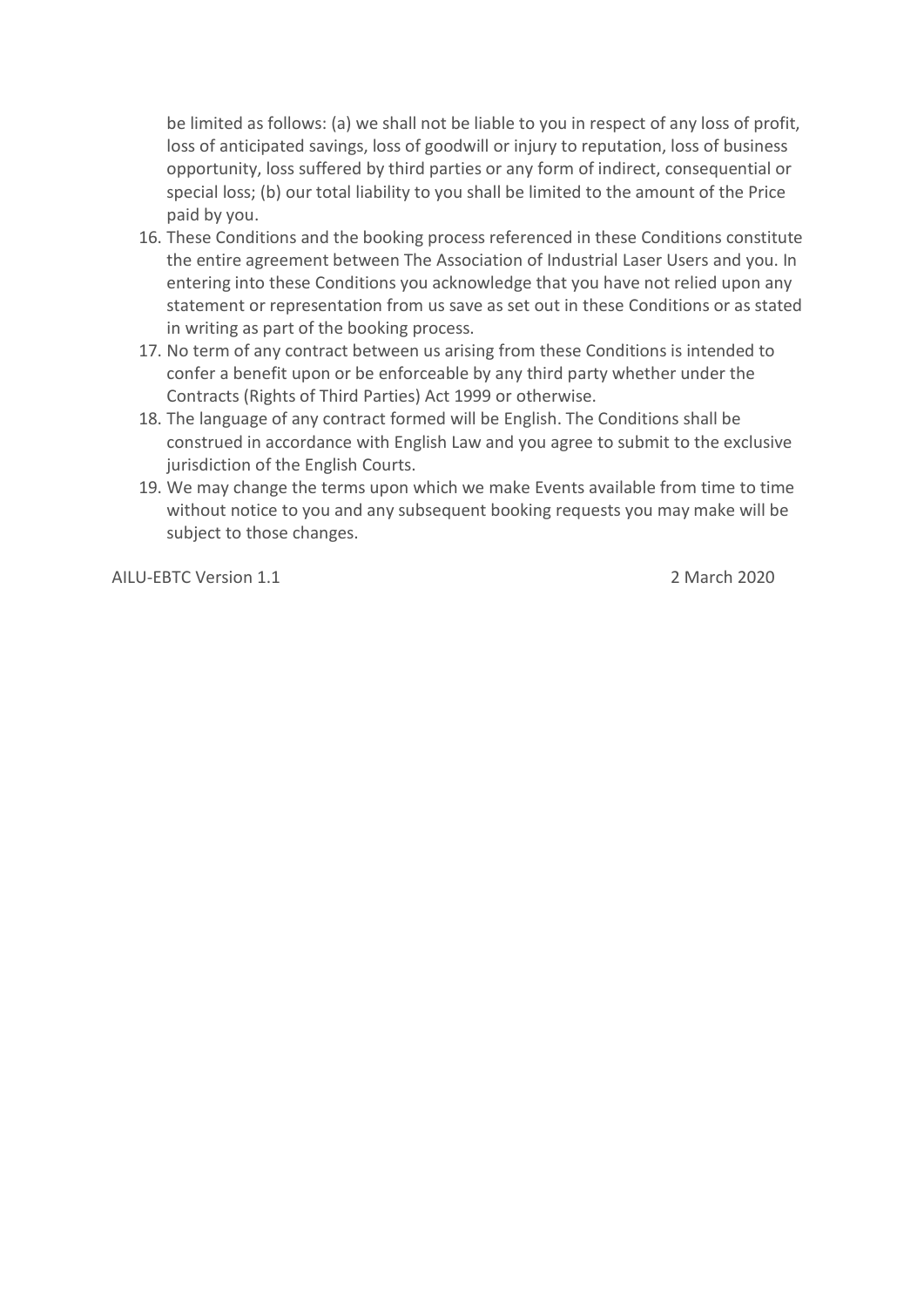be limited as follows: (a) we shall not be liable to you in respect of any loss of profit, loss of anticipated savings, loss of goodwill or injury to reputation, loss of business opportunity, loss suffered by third parties or any form of indirect, consequential or special loss; (b) our total liability to you shall be limited to the amount of the Price paid by you.

16. These Conditions and the booking process referenced in these Conditions constitute the entire agreement between The Association of Industrial Laser Users and you. In entering into these Conditions you acknowledge that you have not relied upon any statement or representation from us save as set out in these Conditions or as stated in writing as part of the booking process.
17. No term of any contract between us arising from these Conditions is intended to confer a benefit upon or be enforceable by any third party whether under the Contracts (Rights of Third Parties) Act 1999 or otherwise.
18. The language of any contract formed will be English. The Conditions shall be construed in accordance with English Law and you agree to submit to the exclusive jurisdiction of the English Courts.
19. We may change the terms upon which we make Events available from time to time without notice to you and any subsequent booking requests you may make will be subject to those changes.

AILU-EBTC Version 1.1 2 March 2020